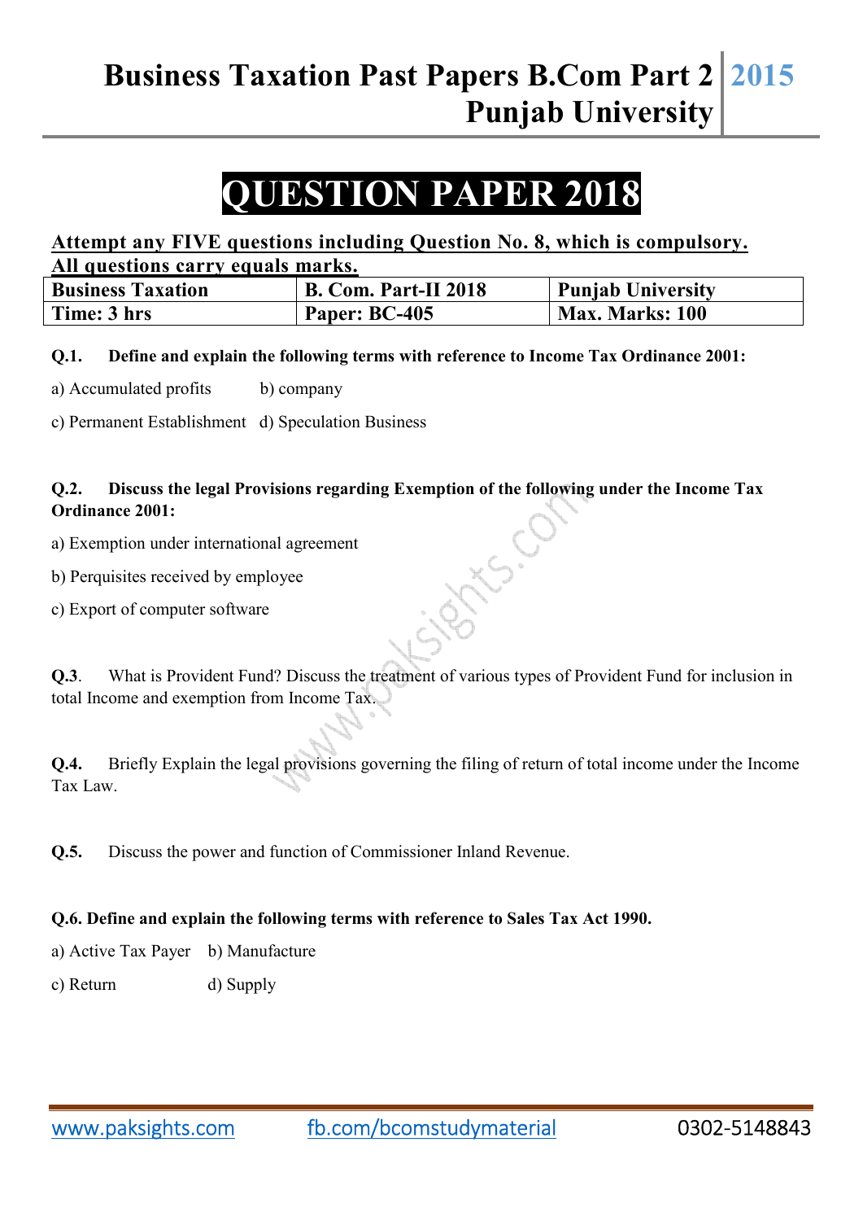# QUESTION PAPER 2018

**Attempt any FIVE questions including Question No. 8, which is compulsory.**
**All questions carry equals marks.**

| Business Taxation | B. Com. Part-II 2018 | Punjab University |
|---|---|---|
| Time: 3 hrs | Paper: BC-405 | Max. Marks: 100 |

**Q.1. Define and explain the following terms with reference to Income Tax Ordinance 2001:**

a) Accumulated profits b) company

c) Permanent Establishment d) Speculation Business

**Q.2. Discuss the legal Provisions regarding Exemption of the following under the Income Tax Ordinance 2001:**

a) Exemption under international agreement

b) Perquisites received by employee

c) Export of computer software

**Q.3**. What is Provident Fund? Discuss the treatment of various types of Provident Fund for inclusion in total Income and exemption from Income Tax.

**Q.4.** Briefly Explain the legal provisions governing the filing of return of total income under the Income Tax Law.

**Q.5.** Discuss the power and function of Commissioner Inland Revenue.

**Q.6. Define and explain the following terms with reference to Sales Tax Act 1990.**

a) Active Tax Payer b) Manufacture

c) Return d) Supply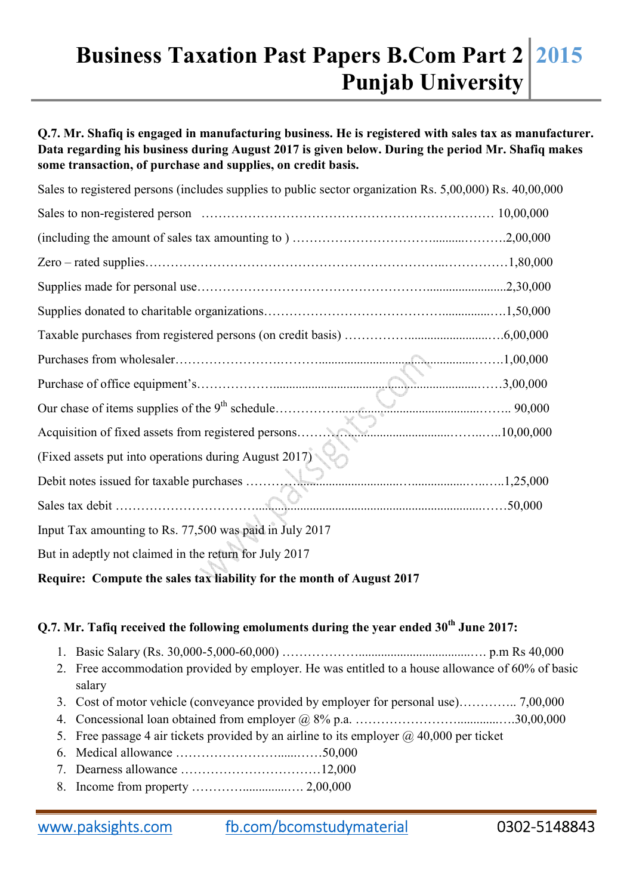**Q.7. Mr. Shafiq is engaged in manufacturing business. He is registered with sales tax as manufacturer. Data regarding his business during August 2017 is given below. During the period Mr. Shafiq makes some transaction, of purchase and supplies, on credit basis.**

Sales to registered persons (includes supplies to public sector organization Rs. 5,00,000) Rs. 40,00,000

Sales to non-registered person ……………………………………………………………… 10,00,000

(including the amount of sales tax amounting to ) ………………………………..........……….2,00,000

Zero – rated supplies…………………………………………………………..……………1,80,000

Supplies made for personal use……………………………………………..........................2,30,000

Supplies donated to charitable organizations…………………………………….................….1,50,000

Taxable purchases from registered persons (on credit basis) …………….........................….6,00,000

Purchases from wholesaler…………………….……...............................................…….1,00,000

Purchase of office equipment's……………….......................................................……3,00,000

Our chase of items supplies of the 9th schedule…………..............................................…….. 90,000

Acquisition of fixed assets from registered persons………..................................……..…..10,00,000

(Fixed assets put into operations during August 2017)

Debit notes issued for taxable purchases …….......................................…..................…..…..1,25,000

Sales tax debit ……………………….....................................................................……50,000

Input Tax amounting to Rs. 77,500 was paid in July 2017

But in adeptly not claimed in the return for July 2017

**Require: Compute the sales tax liability for the month of August 2017**

**Q.7. Mr. Tafiq received the following emoluments during the year ended 30th June 2017:**

1. Basic Salary (Rs. 30,000-5,000-60,000) ……………….....................................…. p.m Rs 40,000
2. Free accommodation provided by employer. He was entitled to a house allowance of 60% of basic salary
3. Cost of motor vehicle (conveyance provided by employer for personal use)………….. 7,00,000
4. Concessional loan obtained from employer @ 8% p.a. …………………….............….30,00,000
5. Free passage 4 air tickets provided by an airline to its employer @ 40,000 per ticket
6. Medical allowance ……………………......……50,000
7. Dearness allowance ……………………………12,000
8. Income from property …………..............…. 2,00,000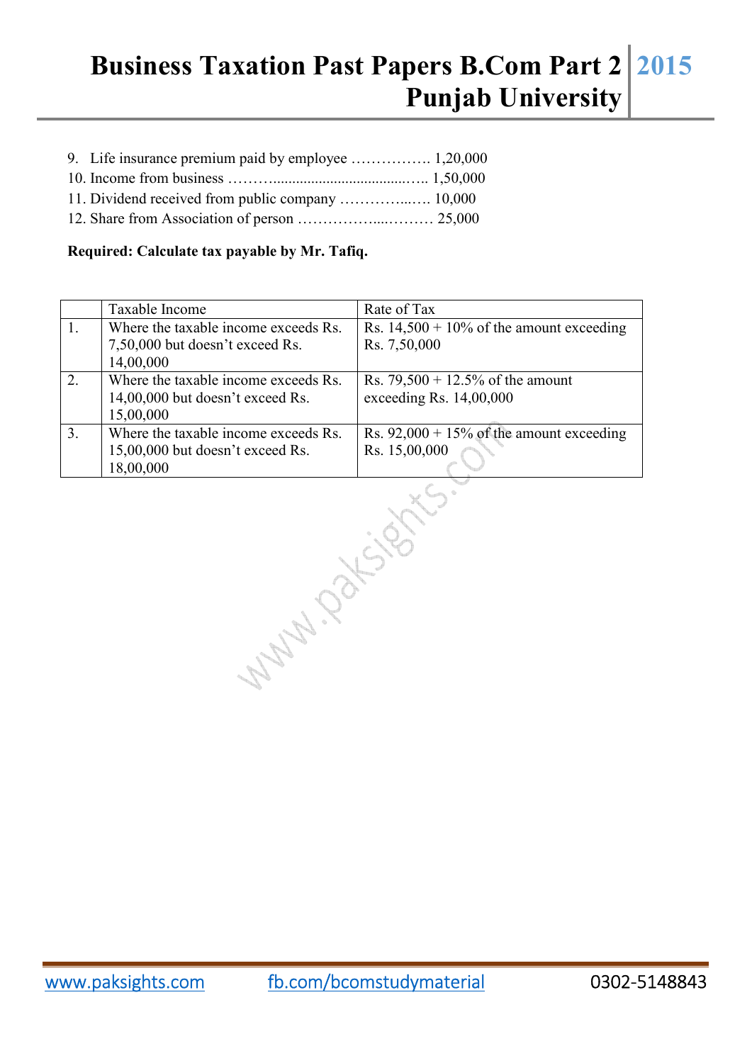9. Life insurance premium paid by employee ……………. 1,20,000
10. Income from business ………...................................….. 1,50,000
11. Dividend received from public company …………..…. 10,000
12. Share from Association of person ……………...……… 25,000

**Required: Calculate tax payable by Mr. Tafiq.**

| | Taxable Income | Rate of Tax |
|---|---|---|
| 1. | Where the taxable income exceeds Rs. 7,50,000 but doesn't exceed Rs. 14,00,000 | Rs. 14,500 + 10% of the amount exceeding Rs. 7,50,000 |
| 2. | Where the taxable income exceeds Rs. 14,00,000 but doesn't exceed Rs. 15,00,000 | Rs. 79,500 + 12.5% of the amount exceeding Rs. 14,00,000 |
| 3. | Where the taxable income exceeds Rs. 15,00,000 but doesn't exceed Rs. 18,00,000 | Rs. 92,000 + 15% of the amount exceeding Rs. 15,00,000 |